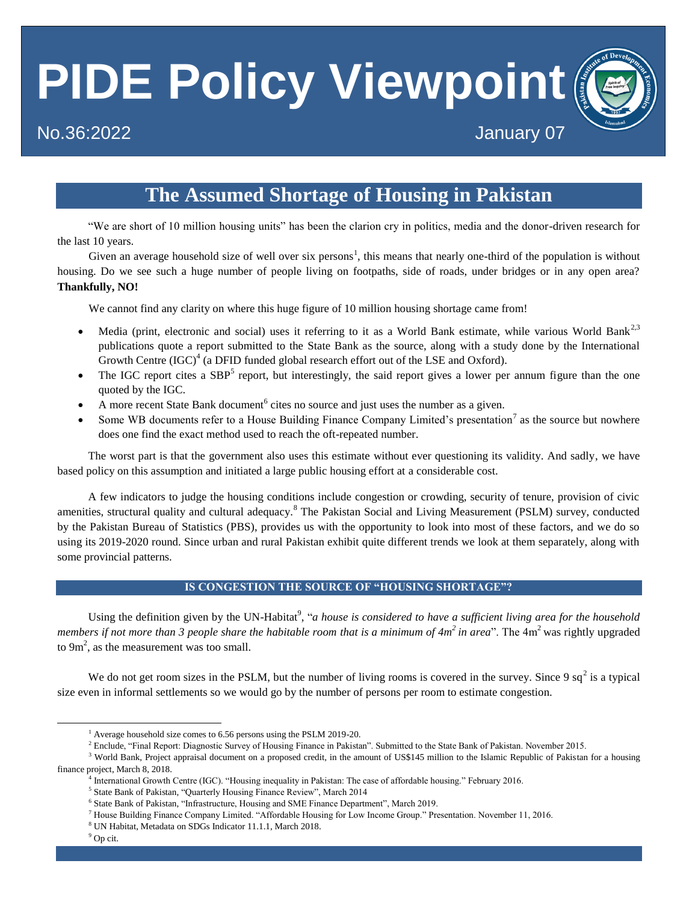# PIDE Policy Viewpoint

No.36:2022 January 07

## The Assumed Shortage of Housing in Pakistan

"We are short of 10 million housing units" has been the clarion cry in politics, media and the donor-driven research for the last 10 years.

Given an average household size of well over six persons[1], this means that nearly one-third of the population is without housing. Do we see such a huge number of people living on footpaths, side of roads, under bridges or in any open area? **Thankfully, NO!**

We cannot find any clarity on where this huge figure of 10 million housing shortage came from!

- Media (print, electronic and social) uses it referring to it as a World Bank estimate, while various World Bank[2,3] publications quote a report submitted to the State Bank as the source, along with a study done by the International Growth Centre (IGC)[4] (a DFID funded global research effort out of the LSE and Oxford).
- The IGC report cites a SBP[5] report, but interestingly, the said report gives a lower per annum figure than the one quoted by the IGC.
- A more recent State Bank document[6] cites no source and just uses the number as a given.
- Some WB documents refer to a House Building Finance Company Limited's presentation[7] as the source but nowhere does one find the exact method used to reach the oft-repeated number.

The worst part is that the government also uses this estimate without ever questioning its validity. And sadly, we have based policy on this assumption and initiated a large public housing effort at a considerable cost.

A few indicators to judge the housing conditions include congestion or crowding, security of tenure, provision of civic amenities, structural quality and cultural adequacy.[8] The Pakistan Social and Living Measurement (PSLM) survey, conducted by the Pakistan Bureau of Statistics (PBS), provides us with the opportunity to look into most of these factors, and we do so using its 2019-2020 round. Since urban and rural Pakistan exhibit quite different trends we look at them separately, along with some provincial patterns.

### IS CONGESTION THE SOURCE OF "HOUSING SHORTAGE"?

Using the definition given by the UN-Habitat[9], "*a house is considered to have a sufficient living area for the household members if not more than 3 people share the habitable room that is a minimum of 4m² in area*". The 4m² was rightly upgraded to 9m², as the measurement was too small.

We do not get room sizes in the PSLM, but the number of living rooms is covered in the survey. Since 9 sq² is a typical size even in informal settlements so we would go by the number of persons per room to estimate congestion.

---

[1] Average household size comes to 6.56 persons using the PSLM 2019-20.

[2] Enclude, "Final Report: Diagnostic Survey of Housing Finance in Pakistan". Submitted to the State Bank of Pakistan. November 2015.

[3] World Bank, Project appraisal document on a proposed credit, in the amount of US$145 million to the Islamic Republic of Pakistan for a housing finance project, March 8, 2018.

[4] International Growth Centre (IGC). "Housing inequality in Pakistan: The case of affordable housing." February 2016.

[5] State Bank of Pakistan, "Quarterly Housing Finance Review", March 2014

[6] State Bank of Pakistan, "Infrastructure, Housing and SME Finance Department", March 2019.

[7] House Building Finance Company Limited. "Affordable Housing for Low Income Group." Presentation. November 11, 2016.

[8] UN Habitat, Metadata on SDGs Indicator 11.1.1, March 2018.

[9] Op cit.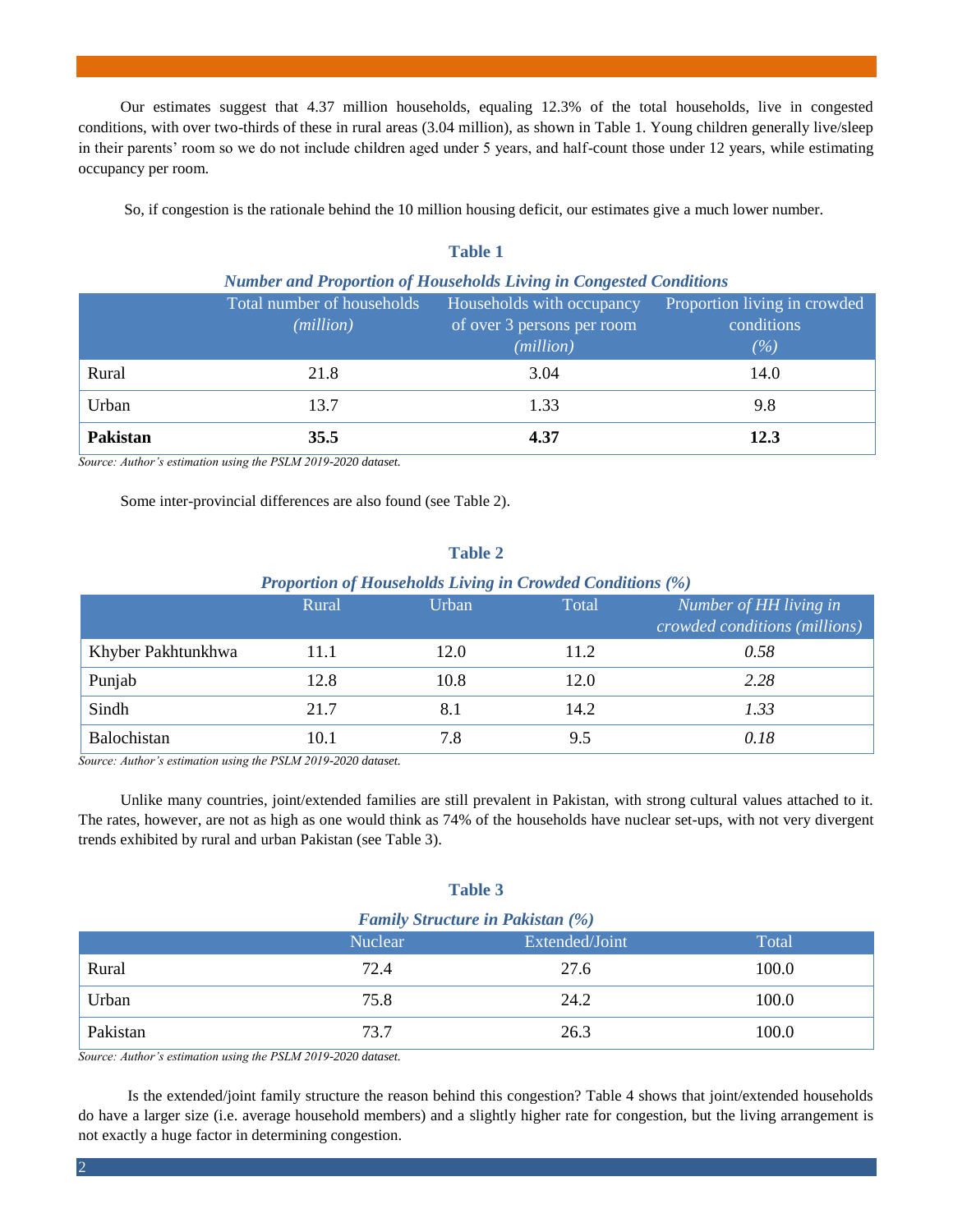Our estimates suggest that 4.37 million households, equaling 12.3% of the total households, live in congested conditions, with over two-thirds of these in rural areas (3.04 million), as shown in Table 1. Young children generally live/sleep in their parents' room so we do not include children aged under 5 years, and half-count those under 12 years, while estimating occupancy per room.

So, if congestion is the rationale behind the 10 million housing deficit, our estimates give a much lower number.

**Table 1**

***Number and Proportion of Households Living in Congested Conditions***

| | Total number of households *(million)* | Households with occupancy of over 3 persons per room *(million)* | Proportion living in crowded conditions *(%)* |
|---|---|---|---|
| Rural | 21.8 | 3.04 | 14.0 |
| Urban | 13.7 | 1.33 | 9.8 |
| **Pakistan** | **35.5** | **4.37** | **12.3** |

*Source: Author's estimation using the PSLM 2019-2020 dataset.*

Some inter-provincial differences are also found (see Table 2).

**Table 2**

***Proportion of Households Living in Crowded Conditions (%)***

| | Rural | Urban | Total | *Number of HH living in crowded conditions (millions)* |
|---|---|---|---|---|
| Khyber Pakhtunkhwa | 11.1 | 12.0 | 11.2 | *0.58* |
| Punjab | 12.8 | 10.8 | 12.0 | *2.28* |
| Sindh | 21.7 | 8.1 | 14.2 | *1.33* |
| Balochistan | 10.1 | 7.8 | 9.5 | *0.18* |

*Source: Author's estimation using the PSLM 2019-2020 dataset.*

Unlike many countries, joint/extended families are still prevalent in Pakistan, with strong cultural values attached to it. The rates, however, are not as high as one would think as 74% of the households have nuclear set-ups, with not very divergent trends exhibited by rural and urban Pakistan (see Table 3).

**Table 3**

***Family Structure in Pakistan (%)***

| | Nuclear | Extended/Joint | Total |
|---|---|---|---|
| Rural | 72.4 | 27.6 | 100.0 |
| Urban | 75.8 | 24.2 | 100.0 |
| Pakistan | 73.7 | 26.3 | 100.0 |

*Source: Author's estimation using the PSLM 2019-2020 dataset.*

Is the extended/joint family structure the reason behind this congestion? Table 4 shows that joint/extended households do have a larger size (i.e. average household members) and a slightly higher rate for congestion, but the living arrangement is not exactly a huge factor in determining congestion.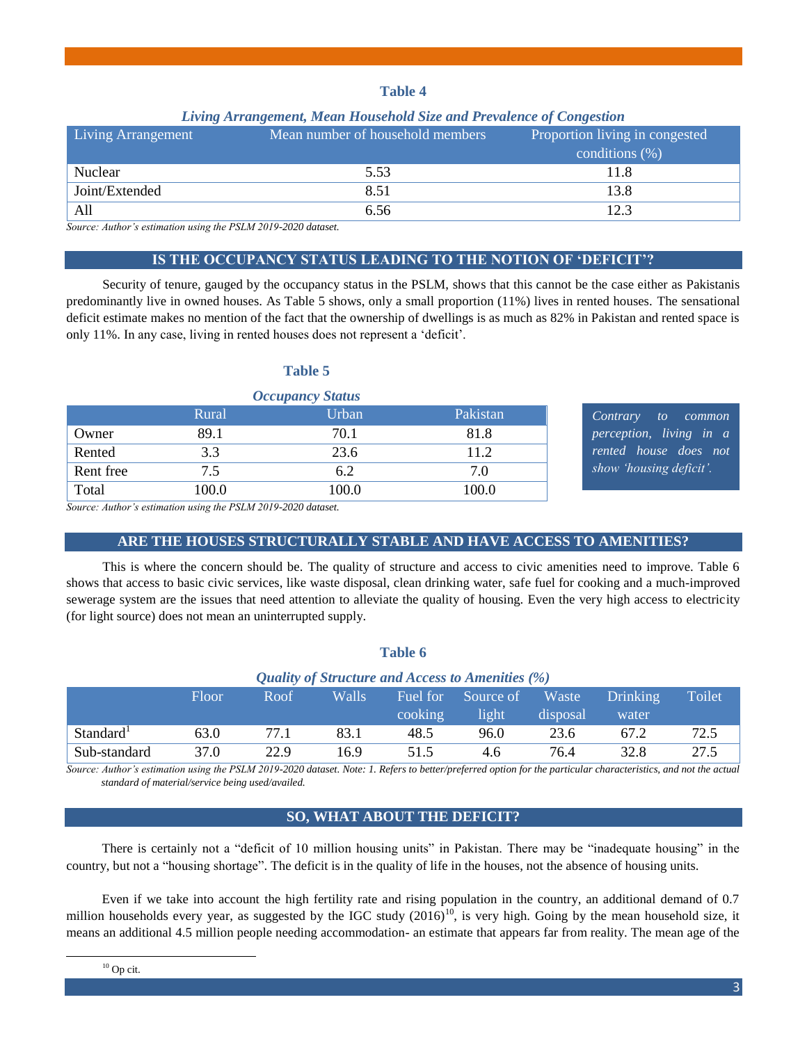**Table 4**

***Living Arrangement, Mean Household Size and Prevalence of Congestion***

| Living Arrangement | Mean number of household members | Proportion living in congested conditions (%) |
|---|---|---|
| Nuclear | 5.53 | 11.8 |
| Joint/Extended | 8.51 | 13.8 |
| All | 6.56 | 12.3 |

*Source: Author's estimation using the PSLM 2019-2020 dataset.*

## IS THE OCCUPANCY STATUS LEADING TO THE NOTION OF 'DEFICIT'?

Security of tenure, gauged by the occupancy status in the PSLM, shows that this cannot be the case either as Pakistanis predominantly live in owned houses. As Table 5 shows, only a small proportion (11%) lives in rented houses. The sensational deficit estimate makes no mention of the fact that the ownership of dwellings is as much as 82% in Pakistan and rented space is only 11%. In any case, living in rented houses does not represent a 'deficit'.

**Table 5**

***Occupancy Status***

| | Rural | Urban | Pakistan |
|---|---|---|---|
| Owner | 89.1 | 70.1 | 81.8 |
| Rented | 3.3 | 23.6 | 11.2 |
| Rent free | 7.5 | 6.2 | 7.0 |
| Total | 100.0 | 100.0 | 100.0 |

*Source: Author's estimation using the PSLM 2019-2020 dataset.*

*Contrary to common perception, living in a rented house does not show 'housing deficit'.*

## ARE THE HOUSES STRUCTURALLY STABLE AND HAVE ACCESS TO AMENITIES?

This is where the concern should be. The quality of structure and access to civic amenities need to improve. Table 6 shows that access to basic civic services, like waste disposal, clean drinking water, safe fuel for cooking and a much-improved sewerage system are the issues that need attention to alleviate the quality of housing. Even the very high access to electricity (for light source) does not mean an uninterrupted supply.

**Table 6**

***Quality of Structure and Access to Amenities (%)***

| | Floor | Roof | Walls | Fuel for cooking | Source of light | Waste disposal | Drinking water | Toilet |
|---|---|---|---|---|---|---|---|---|
| Standard[1] | 63.0 | 77.1 | 83.1 | 48.5 | 96.0 | 23.6 | 67.2 | 72.5 |
| Sub-standard | 37.0 | 22.9 | 16.9 | 51.5 | 4.6 | 76.4 | 32.8 | 27.5 |

*Source: Author's estimation using the PSLM 2019-2020 dataset. Note: 1. Refers to better/preferred option for the particular characteristics, and not the actual standard of material/service being used/availed.*

## SO, WHAT ABOUT THE DEFICIT?

There is certainly not a "deficit of 10 million housing units" in Pakistan. There may be "inadequate housing" in the country, but not a "housing shortage". The deficit is in the quality of life in the houses, not the absence of housing units.

Even if we take into account the high fertility rate and rising population in the country, an additional demand of 0.7 million households every year, as suggested by the IGC study (2016)[10], is very high. Going by the mean household size, it means an additional 4.5 million people needing accommodation- an estimate that appears far from reality. The mean age of the

[10] Op cit.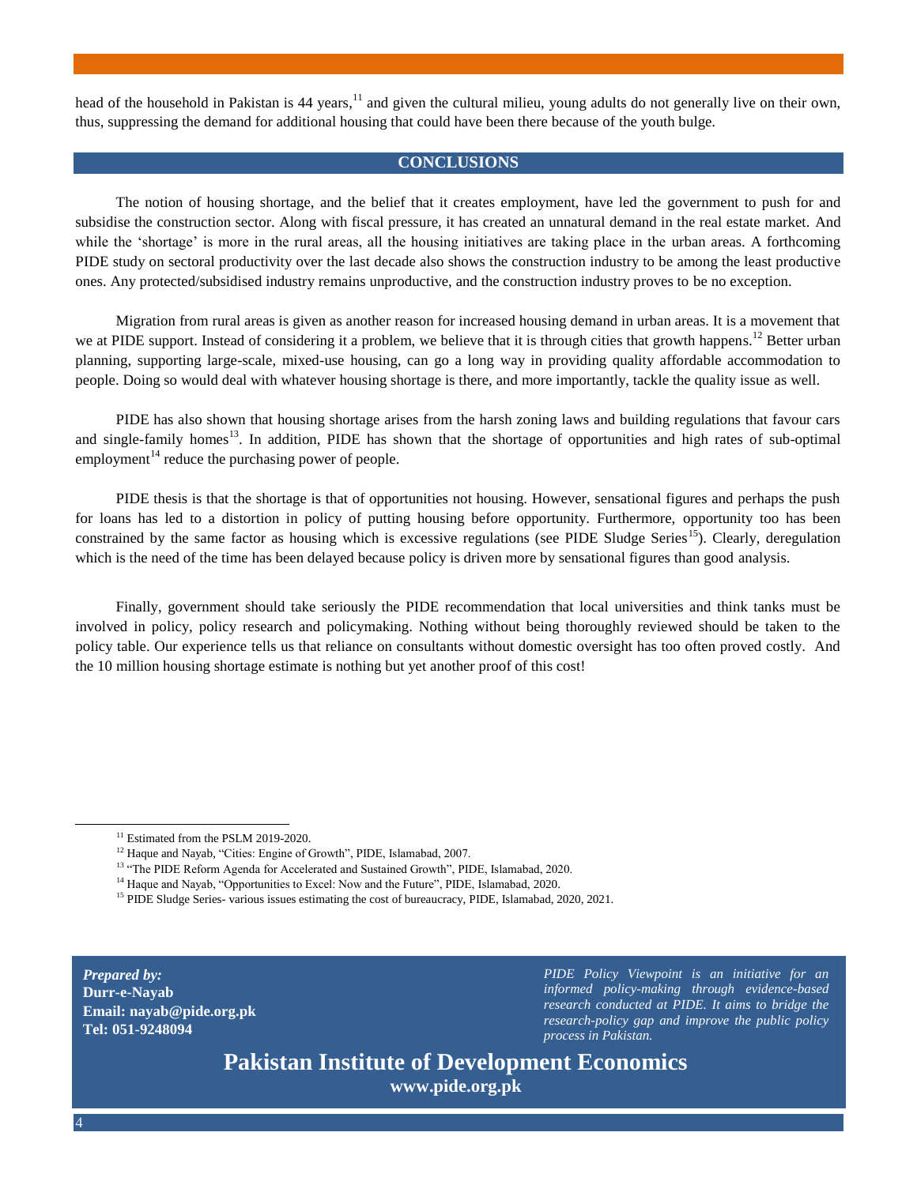head of the household in Pakistan is 44 years,[11] and given the cultural milieu, young adults do not generally live on their own, thus, suppressing the demand for additional housing that could have been there because of the youth bulge.

## CONCLUSIONS

The notion of housing shortage, and the belief that it creates employment, have led the government to push for and subsidise the construction sector. Along with fiscal pressure, it has created an unnatural demand in the real estate market. And while the 'shortage' is more in the rural areas, all the housing initiatives are taking place in the urban areas. A forthcoming PIDE study on sectoral productivity over the last decade also shows the construction industry to be among the least productive ones. Any protected/subsidised industry remains unproductive, and the construction industry proves to be no exception.

Migration from rural areas is given as another reason for increased housing demand in urban areas. It is a movement that we at PIDE support. Instead of considering it a problem, we believe that it is through cities that growth happens.[12] Better urban planning, supporting large-scale, mixed-use housing, can go a long way in providing quality affordable accommodation to people. Doing so would deal with whatever housing shortage is there, and more importantly, tackle the quality issue as well.

PIDE has also shown that housing shortage arises from the harsh zoning laws and building regulations that favour cars and single-family homes[13]. In addition, PIDE has shown that the shortage of opportunities and high rates of sub-optimal employment[14] reduce the purchasing power of people.

PIDE thesis is that the shortage is that of opportunities not housing. However, sensational figures and perhaps the push for loans has led to a distortion in policy of putting housing before opportunity. Furthermore, opportunity too has been constrained by the same factor as housing which is excessive regulations (see PIDE Sludge Series[15]). Clearly, deregulation which is the need of the time has been delayed because policy is driven more by sensational figures than good analysis.

Finally, government should take seriously the PIDE recommendation that local universities and think tanks must be involved in policy, policy research and policymaking. Nothing without being thoroughly reviewed should be taken to the policy table. Our experience tells us that reliance on consultants without domestic oversight has too often proved costly. And the 10 million housing shortage estimate is nothing but yet another proof of this cost!

---

[11] Estimated from the PSLM 2019-2020.

[12] Haque and Nayab, "Cities: Engine of Growth", PIDE, Islamabad, 2007.

[13] "The PIDE Reform Agenda for Accelerated and Sustained Growth", PIDE, Islamabad, 2020.

[14] Haque and Nayab, "Opportunities to Excel: Now and the Future", PIDE, Islamabad, 2020.

[15] PIDE Sludge Series- various issues estimating the cost of bureaucracy, PIDE, Islamabad, 2020, 2021.

---

***Prepared by:***
**Durr-e-Nayab**
**Email: nayab@pide.org.pk**
**Tel: 051-9248094**

*PIDE Policy Viewpoint is an initiative for an informed policy-making through evidence-based research conducted at PIDE. It aims to bridge the research-policy gap and improve the public policy process in Pakistan.*

**Pakistan Institute of Development Economics**
**www.pide.org.pk**